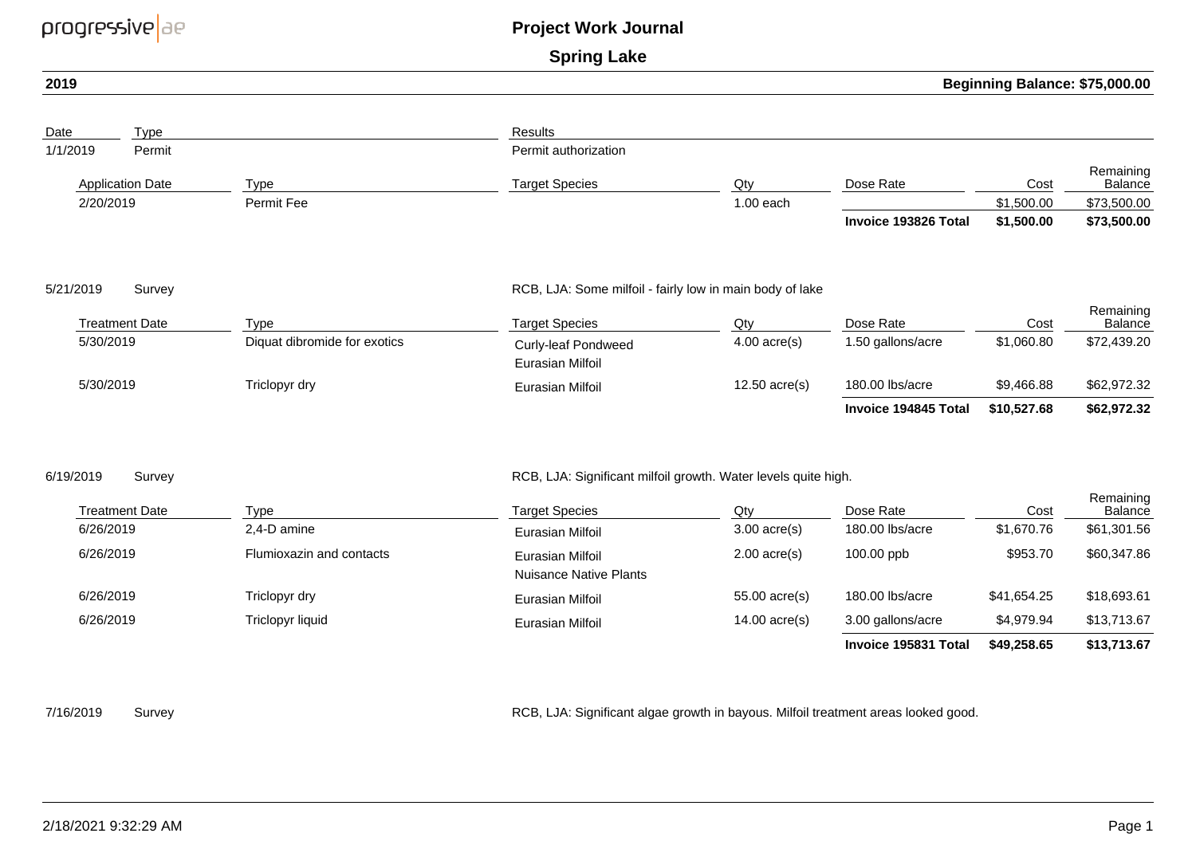progressive | ae

# Project Work Journal

## Spring Lake

**2019** | **Beginning Balance: $75,000.00**

| Date | Type | Results |
|---|---|---|
| 1/1/2019 | Permit | Permit authorization |

| Application Date | Type | Target Species | Qty | Dose Rate | Cost | Remaining Balance |
|---|---|---|---|---|---|---|
| 2/20/2019 | Permit Fee | | 1.00 each | | $1,500.00 | $73,500.00 |
| | | | | **Invoice 193826 Total** | **$1,500.00** | **$73,500.00** |

| Date | Type | Results |
|---|---|---|
| 5/21/2019 | Survey | RCB, LJA: Some milfoil - fairly low in main body of lake |

| Treatment Date | Type | Target Species | Qty | Dose Rate | Cost | Remaining Balance |
|---|---|---|---|---|---|---|
| 5/30/2019 | Diquat dibromide for exotics | Curly-leaf Pondweed<br>Eurasian Milfoil | 4.00 acre(s) | 1.50 gallons/acre | $1,060.80 | $72,439.20 |
| 5/30/2019 | Triclopyr dry | Eurasian Milfoil | 12.50 acre(s) | 180.00 lbs/acre | $9,466.88 | $62,972.32 |
| | | | | **Invoice 194845 Total** | **$10,527.68** | **$62,972.32** |

| Date | Type | Results |
|---|---|---|
| 6/19/2019 | Survey | RCB, LJA: Significant milfoil growth. Water levels quite high. |

| Treatment Date | Type | Target Species | Qty | Dose Rate | Cost | Remaining Balance |
|---|---|---|---|---|---|---|
| 6/26/2019 | 2,4-D amine | Eurasian Milfoil | 3.00 acre(s) | 180.00 lbs/acre | $1,670.76 | $61,301.56 |
| 6/26/2019 | Flumioxazin and contacts | Eurasian Milfoil<br>Nuisance Native Plants | 2.00 acre(s) | 100.00 ppb | $953.70 | $60,347.86 |
| 6/26/2019 | Triclopyr dry | Eurasian Milfoil | 55.00 acre(s) | 180.00 lbs/acre | $41,654.25 | $18,693.61 |
| 6/26/2019 | Triclopyr liquid | Eurasian Milfoil | 14.00 acre(s) | 3.00 gallons/acre | $4,979.94 | $13,713.67 |
| | | | | **Invoice 195831 Total** | **$49,258.65** | **$13,713.67** |

| Date | Type | Results |
|---|---|---|
| 7/16/2019 | Survey | RCB, LJA: Significant algae growth in bayous. Milfoil treatment areas looked good. |

2/18/2021 9:32:29 AM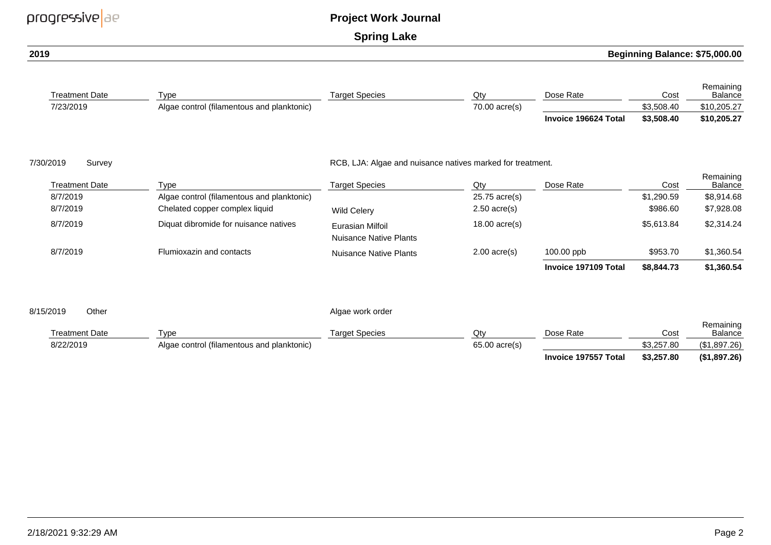# Project Work Journal

## Spring Lake

**2019** — **Beginning Balance: $75,000.00**

| Treatment Date | Type | Target Species | Qty | Dose Rate | Cost | Remaining Balance |
|---|---|---|---|---|---|---|
| 7/23/2019 | Algae control (filamentous and planktonic) | | 70.00 acre(s) | | $3,508.40 | $10,205.27 |
| | | | | **Invoice 196624 Total** | **$3,508.40** | **$10,205.27** |

7/30/2019 Survey — RCB, LJA: Algae and nuisance natives marked for treatment.

| Treatment Date | Type | Target Species | Qty | Dose Rate | Cost | Remaining Balance |
|---|---|---|---|---|---|---|
| 8/7/2019 | Algae control (filamentous and planktonic) | | 25.75 acre(s) | | $1,290.59 | $8,914.68 |
| 8/7/2019 | Chelated copper complex liquid | Wild Celery | 2.50 acre(s) | | $986.60 | $7,928.08 |
| 8/7/2019 | Diquat dibromide for nuisance natives | Eurasian Milfoil<br>Nuisance Native Plants | 18.00 acre(s) | | $5,613.84 | $2,314.24 |
| 8/7/2019 | Flumioxazin and contacts | Nuisance Native Plants | 2.00 acre(s) | 100.00 ppb | $953.70 | $1,360.54 |
| | | | | **Invoice 197109 Total** | **$8,844.73** | **$1,360.54** |

8/15/2019 Other — Algae work order

| Treatment Date | Type | Target Species | Qty | Dose Rate | Cost | Remaining Balance |
|---|---|---|---|---|---|---|
| 8/22/2019 | Algae control (filamentous and planktonic) | | 65.00 acre(s) | | $3,257.80 | ($1,897.26) |
| | | | | **Invoice 197557 Total** | **$3,257.80** | **($1,897.26)** |

2/18/2021 9:32:29 AM